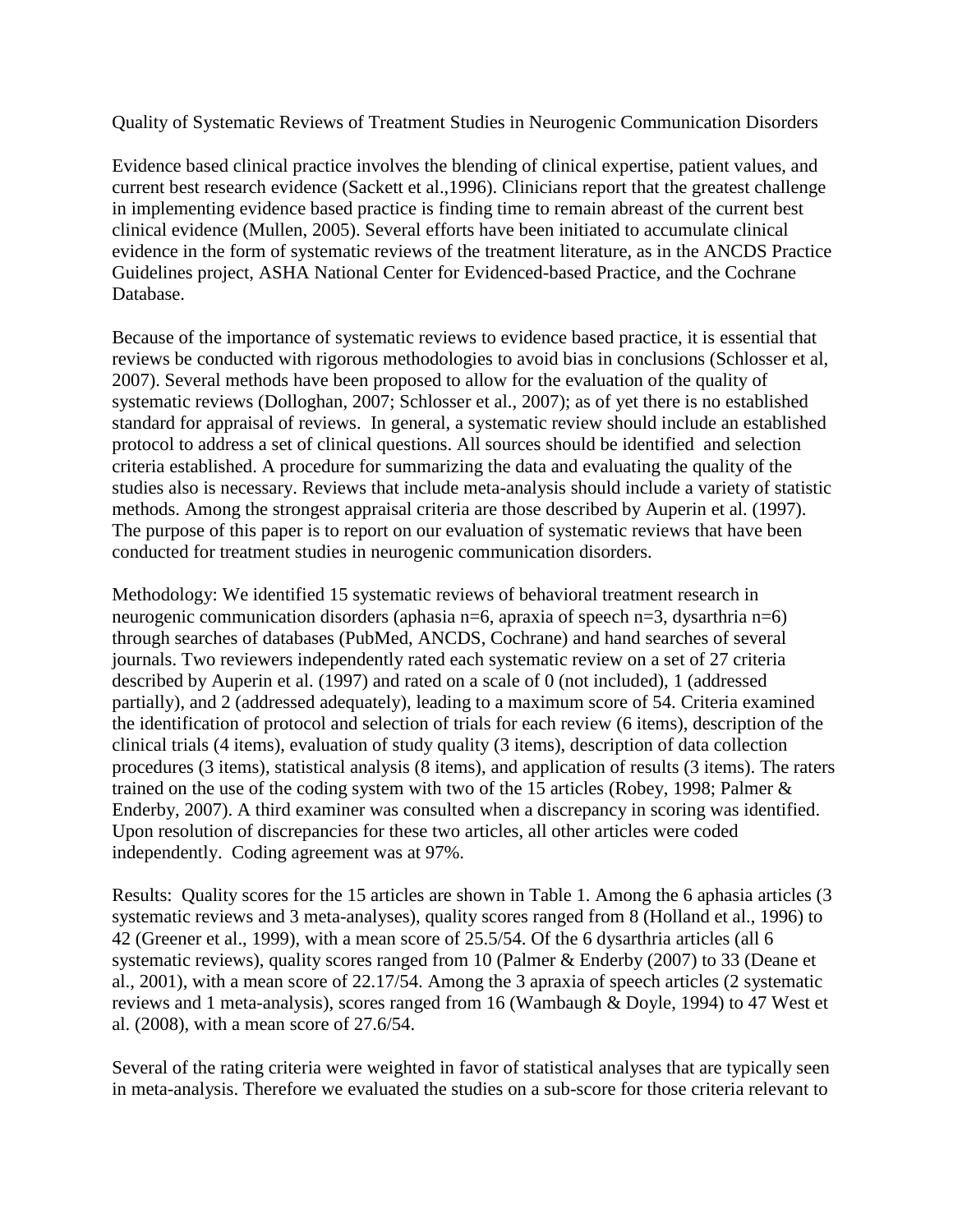# Quality of Systematic Reviews of Treatment Studies in Neurogenic Communication Disorders

Evidence based clinical practice involves the blending of clinical expertise, patient values, and current best research evidence (Sackett et al.,1996). Clinicians report that the greatest challenge in implementing evidence based practice is finding time to remain abreast of the current best clinical evidence (Mullen, 2005). Several efforts have been initiated to accumulate clinical evidence in the form of systematic reviews of the treatment literature, as in the ANCDS Practice Guidelines project, ASHA National Center for Evidenced-based Practice, and the Cochrane Database.

Because of the importance of systematic reviews to evidence based practice, it is essential that reviews be conducted with rigorous methodologies to avoid bias in conclusions (Schlosser et al, 2007). Several methods have been proposed to allow for the evaluation of the quality of systematic reviews (Dollaghan, 2007; Schlosser et al., 2007); as of yet there is no established standard for appraisal of reviews. In general, a systematic review should include an established protocol to address a set of clinical questions. All sources should be identified and selection criteria established. A procedure for summarizing the data and evaluating the quality of the studies also is necessary. Reviews that include meta-analysis should include a variety of statistic methods. Among the strongest appraisal criteria are those described by Auperin et al. (1997). The purpose of this paper is to report on our evaluation of systematic reviews that have been conducted for treatment studies in neurogenic communication disorders.

Methodology: We identified 15 systematic reviews of behavioral treatment research in neurogenic communication disorders (aphasia n=6, apraxia of speech n=3, dysarthria n=6) through searches of databases (PubMed, ANCDS, Cochrane) and hand searches of several journals. Two reviewers independently rated each systematic review on a set of 27 criteria described by Auperin et al. (1997) and rated on a scale of 0 (not included), 1 (addressed partially), and 2 (addressed adequately), leading to a maximum score of 54. Criteria examined the identification of protocol and selection of trials for each review (6 items), description of the clinical trials (4 items), evaluation of study quality (3 items), description of data collection procedures (3 items), statistical analysis (8 items), and application of results (3 items). The raters trained on the use of the coding system with two of the 15 articles (Robey, 1998; Palmer & Enderby, 2007). A third examiner was consulted when a discrepancy in scoring was identified. Upon resolution of discrepancies for these two articles, all other articles were coded independently. Coding agreement was at 97%.

Results: Quality scores for the 15 articles are shown in Table 1. Among the 6 aphasia articles (3 systematic reviews and 3 meta-analyses), quality scores ranged from 8 (Holland et al., 1996) to 42 (Greener et al., 1999), with a mean score of 25.5/54. Of the 6 dysarthria articles (all 6 systematic reviews), quality scores ranged from 10 (Palmer & Enderby (2007) to 33 (Deane et al., 2001), with a mean score of 22.17/54. Among the 3 apraxia of speech articles (2 systematic reviews and 1 meta-analysis), scores ranged from 16 (Wambaugh & Doyle, 1994) to 47 West et al. (2008), with a mean score of 27.6/54.

Several of the rating criteria were weighted in favor of statistical analyses that are typically seen in meta-analysis. Therefore we evaluated the studies on a sub-score for those criteria relevant to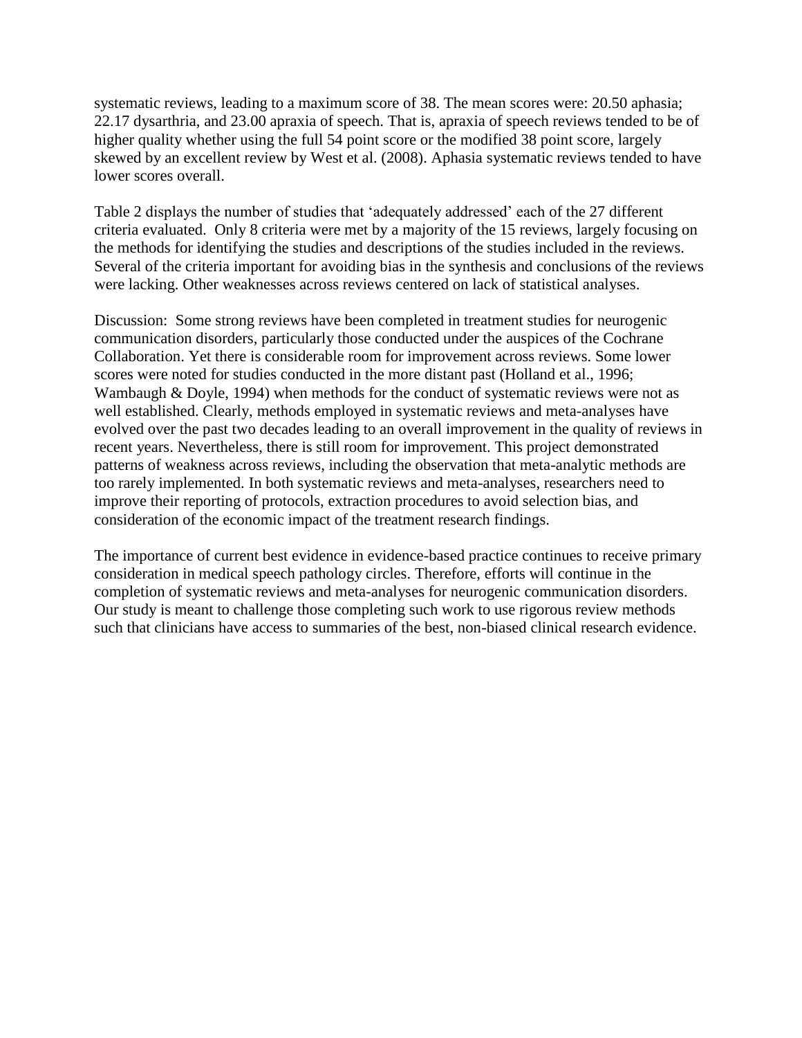systematic reviews, leading to a maximum score of 38. The mean scores were: 20.50 aphasia; 22.17 dysarthria, and 23.00 apraxia of speech. That is, apraxia of speech reviews tended to be of higher quality whether using the full 54 point score or the modified 38 point score, largely skewed by an excellent review by West et al. (2008). Aphasia systematic reviews tended to have lower scores overall.

Table 2 displays the number of studies that 'adequately addressed' each of the 27 different criteria evaluated. Only 8 criteria were met by a majority of the 15 reviews, largely focusing on the methods for identifying the studies and descriptions of the studies included in the reviews. Several of the criteria important for avoiding bias in the synthesis and conclusions of the reviews were lacking. Other weaknesses across reviews centered on lack of statistical analyses.

Discussion: Some strong reviews have been completed in treatment studies for neurogenic communication disorders, particularly those conducted under the auspices of the Cochrane Collaboration. Yet there is considerable room for improvement across reviews. Some lower scores were noted for studies conducted in the more distant past (Holland et al., 1996; Wambaugh & Doyle, 1994) when methods for the conduct of systematic reviews were not as well established. Clearly, methods employed in systematic reviews and meta-analyses have evolved over the past two decades leading to an overall improvement in the quality of reviews in recent years. Nevertheless, there is still room for improvement. This project demonstrated patterns of weakness across reviews, including the observation that meta-analytic methods are too rarely implemented. In both systematic reviews and meta-analyses, researchers need to improve their reporting of protocols, extraction procedures to avoid selection bias, and consideration of the economic impact of the treatment research findings.

The importance of current best evidence in evidence-based practice continues to receive primary consideration in medical speech pathology circles. Therefore, efforts will continue in the completion of systematic reviews and meta-analyses for neurogenic communication disorders. Our study is meant to challenge those completing such work to use rigorous review methods such that clinicians have access to summaries of the best, non-biased clinical research evidence.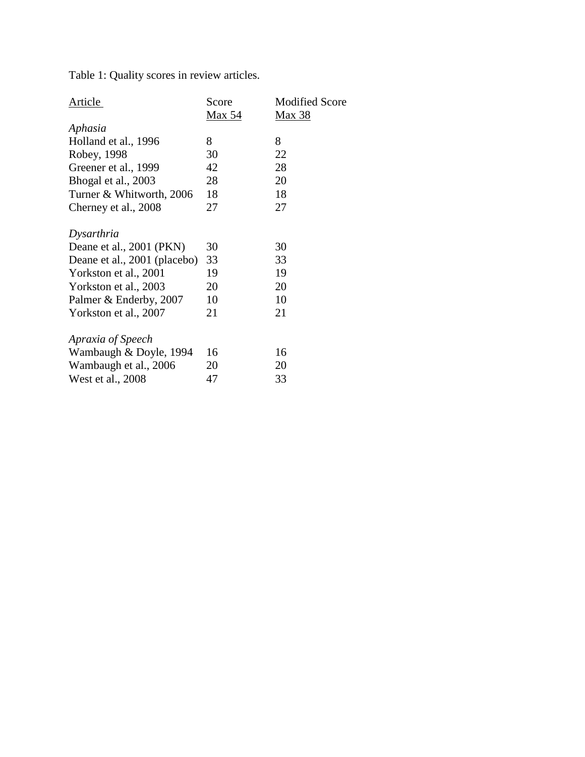Table 1: Quality scores in review articles.

| Article | Score Max 54 | Modified Score Max 38 |
|---|---|---|
| *Aphasia* | | |
| Holland et al., 1996 | 8 | 8 |
| Robey, 1998 | 30 | 22 |
| Greener et al., 1999 | 42 | 28 |
| Bhogal et al., 2003 | 28 | 20 |
| Turner & Whitworth, 2006 | 18 | 18 |
| Cherney et al., 2008 | 27 | 27 |
| *Dysarthria* | | |
| Deane et al., 2001 (PKN) | 30 | 30 |
| Deane et al., 2001 (placebo) | 33 | 33 |
| Yorkston et al., 2001 | 19 | 19 |
| Yorkston et al., 2003 | 20 | 20 |
| Palmer & Enderby, 2007 | 10 | 10 |
| Yorkston et al., 2007 | 21 | 21 |
| *Apraxia of Speech* | | |
| Wambaugh & Doyle, 1994 | 16 | 16 |
| Wambaugh et al., 2006 | 20 | 20 |
| West et al., 2008 | 47 | 33 |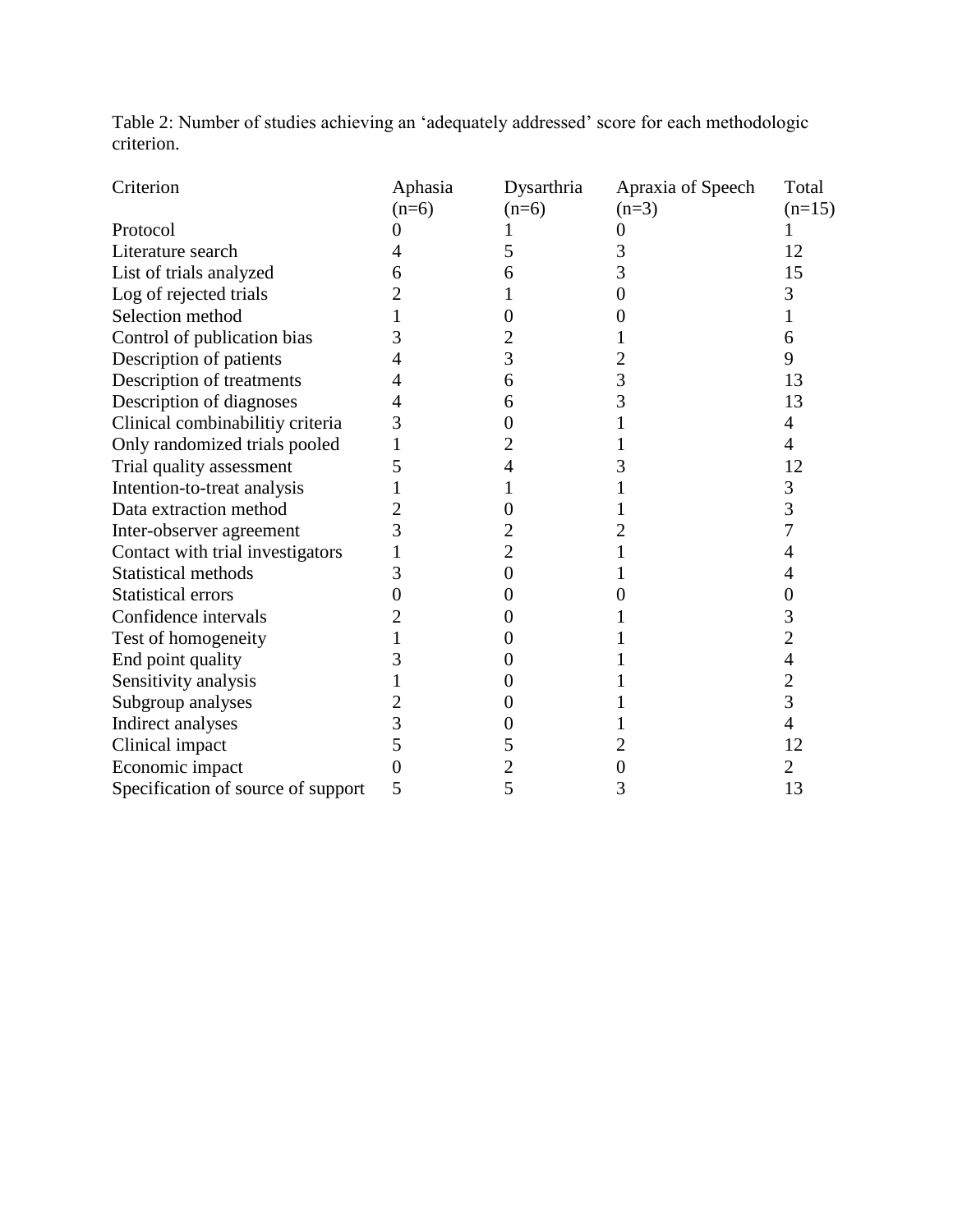Table 2: Number of studies achieving an 'adequately addressed' score for each methodologic criterion.

| Criterion | Aphasia (n=6) | Dysarthria (n=6) | Apraxia of Speech (n=3) | Total (n=15) |
|---|---|---|---|---|
| Protocol | 0 | 1 | 0 | 1 |
| Literature search | 4 | 5 | 3 | 12 |
| List of trials analyzed | 6 | 6 | 3 | 15 |
| Log of rejected trials | 2 | 1 | 0 | 3 |
| Selection method | 1 | 0 | 0 | 1 |
| Control of publication bias | 3 | 2 | 1 | 6 |
| Description of patients | 4 | 3 | 2 | 9 |
| Description of treatments | 4 | 6 | 3 | 13 |
| Description of diagnoses | 4 | 6 | 3 | 13 |
| Clinical combinabilitiy criteria | 3 | 0 | 1 | 4 |
| Only randomized trials pooled | 1 | 2 | 1 | 4 |
| Trial quality assessment | 5 | 4 | 3 | 12 |
| Intention-to-treat analysis | 1 | 1 | 1 | 3 |
| Data extraction method | 2 | 0 | 1 | 3 |
| Inter-observer agreement | 3 | 2 | 2 | 7 |
| Contact with trial investigators | 1 | 2 | 1 | 4 |
| Statistical methods | 3 | 0 | 1 | 4 |
| Statistical errors | 0 | 0 | 0 | 0 |
| Confidence intervals | 2 | 0 | 1 | 3 |
| Test of homogeneity | 1 | 0 | 1 | 2 |
| End point quality | 3 | 0 | 1 | 4 |
| Sensitivity analysis | 1 | 0 | 1 | 2 |
| Subgroup analyses | 2 | 0 | 1 | 3 |
| Indirect analyses | 3 | 0 | 1 | 4 |
| Clinical impact | 5 | 5 | 2 | 12 |
| Economic impact | 0 | 2 | 0 | 2 |
| Specification of source of support | 5 | 5 | 3 | 13 |